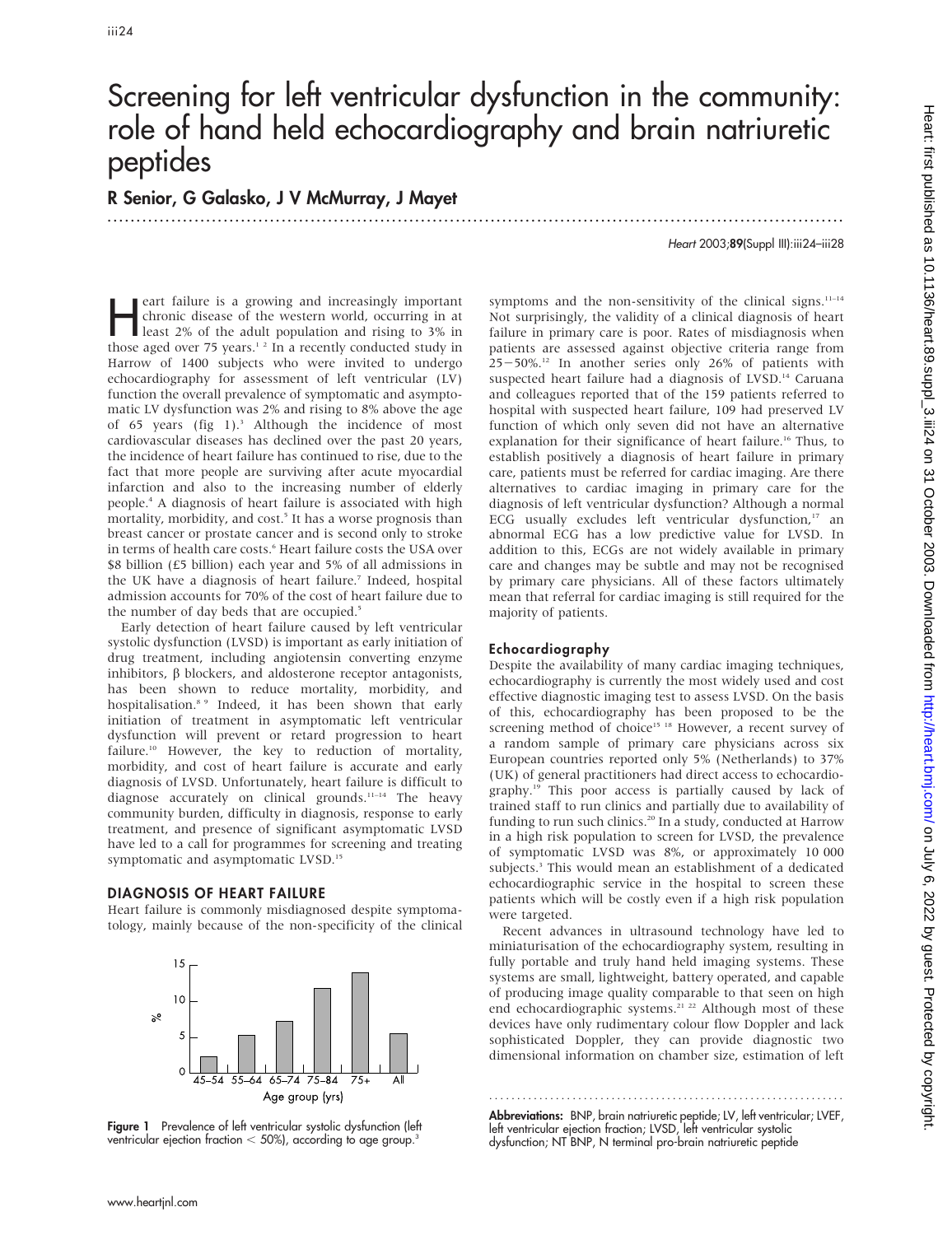# Screening for left ventricular dysfunction in the community: role of hand held echocardiography and brain natriuretic peptides

**R Senior, G Galasko, J V McMurray, J Mayet**

Heart failure is a growing and increasingly important chronic disease of the western world, occurring in at least 2% of the adult population and rising to 3% in those aged over 75 years.[1 2] In a recently conducted study in Harrow of 1400 subjects who were invited to undergo echocardiography for assessment of left ventricular (LV) function the overall prevalence of symptomatic and asymptomatic LV dysfunction was 2% and rising to 8% above the age of 65 years (fig 1).[3] Although the incidence of most cardiovascular diseases has declined over the past 20 years, the incidence of heart failure has continued to rise, due to the fact that more people are surviving after acute myocardial infarction and also to the increasing number of elderly people.[4] A diagnosis of heart failure is associated with high mortality, morbidity, and cost.[5] It has a worse prognosis than breast cancer or prostate cancer and is second only to stroke in terms of health care costs.[6] Heart failure costs the USA over $8 billion (£5 billion) each year and 5% of all admissions in the UK have a diagnosis of heart failure.[7] Indeed, hospital admission accounts for 70% of the cost of heart failure due to the number of day beds that are occupied.[5]

Early detection of heart failure caused by left ventricular systolic dysfunction (LVSD) is important as early initiation of drug treatment, including angiotensin converting enzyme inhibitors, β blockers, and aldosterone receptor antagonists, has been shown to reduce mortality, morbidity, and hospitalisation.[8 9] Indeed, it has been shown that early initiation of treatment in asymptomatic left ventricular dysfunction will prevent or retard progression to heart failure.[10] However, the key to reduction of mortality, morbidity, and cost of heart failure is accurate and early diagnosis of LVSD. Unfortunately, heart failure is difficult to diagnose accurately on clinical grounds.[11–14] The heavy community burden, difficulty in diagnosis, response to early treatment, and presence of significant asymptomatic LVSD have led to a call for programmes for screening and treating symptomatic and asymptomatic LVSD.[15]

## DIAGNOSIS OF HEART FAILURE

Heart failure is commonly misdiagnosed despite symptomatology, mainly because of the non-specificity of the clinical symptoms and the non-sensitivity of the clinical signs.[11–14] Not surprisingly, the validity of a clinical diagnosis of heart failure in primary care is poor. Rates of misdiagnosis when patients are assessed against objective criteria range from 25–50%.[12] In another series only 26% of patients with suspected heart failure had a diagnosis of LVSD.[14] Caruana and colleagues reported that of the 159 patients referred to hospital with suspected heart failure, 109 had preserved LV function of which only seven did not have an alternative explanation for their significance of heart failure.[16] Thus, to establish positively a diagnosis of heart failure in primary care, patients must be referred for cardiac imaging. Are there alternatives to cardiac imaging in primary care for the diagnosis of left ventricular dysfunction? Although a normal ECG usually excludes left ventricular dysfunction,[17] an abnormal ECG has a low predictive value for LVSD. In addition to this, ECGs are not widely available in primary care and changes may be subtle and may not be recognised by primary care physicians. All of these factors ultimately mean that referral for cardiac imaging is still required for the majority of patients.

| Age group (yrs) | 45–54 | 55–64 | 65–74 | 75–84 | 75+ | All |
|---|---|---|---|---|---|---|
| % | | | | | | |

Figure 1 Prevalence of left ventricular systolic dysfunction (left ventricular ejection fraction < 50%), according to age group.[3]

### Echocardiography

Despite the availability of many cardiac imaging techniques, echocardiography is currently the most widely used and cost effective diagnostic imaging test to assess LVSD. On the basis of this, echocardiography has been proposed to be the screening method of choice[15 18] However, a recent survey of a random sample of primary care physicians across six European countries reported only 5% (Netherlands) to 37% (UK) of general practitioners had direct access to echocardiography.[19] This poor access is partially caused by lack of trained staff to run clinics and partially due to availability of funding to run such clinics.[20] In a study, conducted at Harrow in a high risk population to screen for LVSD, the prevalence of symptomatic LVSD was 8%, or approximately 10 000 subjects.[3] This would mean an establishment of a dedicated echocardiographic service in the hospital to screen these patients which will be costly even if a high risk population were targeted.

Recent advances in ultrasound technology have led to miniaturisation of the echocardiography system, resulting in fully portable and truly hand held imaging systems. These systems are small, lightweight, battery operated, and capable of producing image quality comparable to that seen on high end echocardiographic systems.[21 22] Although most of these devices have only rudimentary colour flow Doppler and lack sophisticated Doppler, they can provide diagnostic two dimensional information on chamber size, estimation of left

**Abbreviations:** BNP, brain natriuretic peptide; LV, left ventricular; LVEF, left ventricular ejection fraction; LVSD, left ventricular systolic dysfunction; NT BNP, N terminal pro-brain natriuretic peptide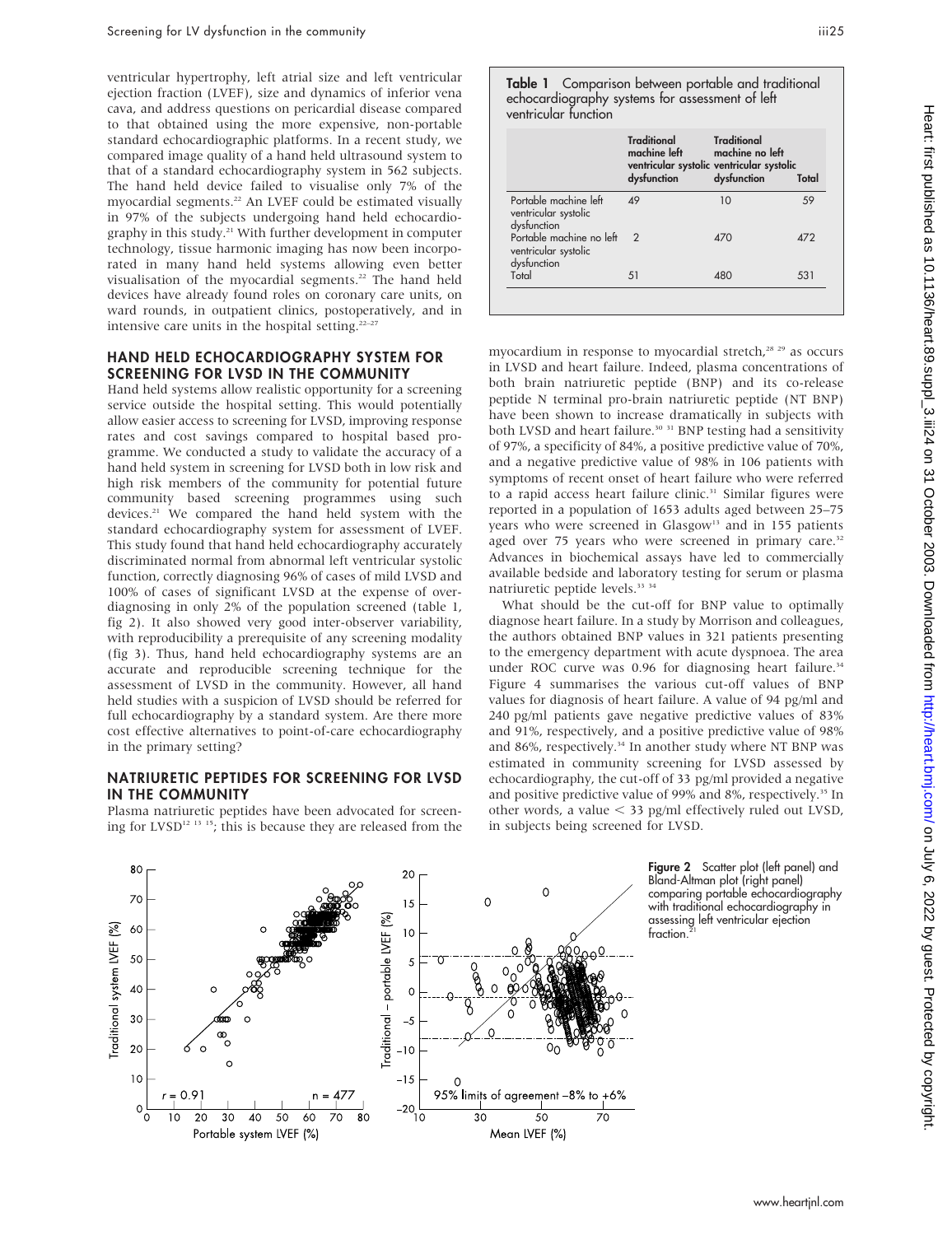ventricular hypertrophy, left atrial size and left ventricular ejection fraction (LVEF), size and dynamics of inferior vena cava, and address questions on pericardial disease compared to that obtained using the more expensive, non-portable standard echocardiographic platforms. In a recent study, we compared image quality of a hand held ultrasound system to that of a standard echocardiography system in 562 subjects. The hand held device failed to visualise only 7% of the myocardial segments.[22] An LVEF could be estimated visually in 97% of the subjects undergoing hand held echocardiography in this study.[21] With further development in computer technology, tissue harmonic imaging has now been incorporated in many hand held systems allowing even better visualisation of the myocardial segments.[22] The hand held devices have already found roles on coronary care units, on ward rounds, in outpatient clinics, postoperatively, and in intensive care units in the hospital setting.[22–27]

## HAND HELD ECHOCARDIOGRAPHY SYSTEM FOR SCREENING FOR LVSD IN THE COMMUNITY

Hand held systems allow realistic opportunity for a screening service outside the hospital setting. This would potentially allow easier access to screening for LVSD, improving response rates and cost savings compared to hospital based programme. We conducted a study to validate the accuracy of a hand held system in screening for LVSD both in low risk and high risk members of the community for potential future community based screening programmes using such devices.[21] We compared the hand held system with the standard echocardiography system for assessment of LVEF. This study found that hand held echocardiography accurately discriminated normal from abnormal left ventricular systolic function, correctly diagnosing 96% of cases of mild LVSD and 100% of cases of significant LVSD at the expense of overdiagnosing in only 2% of the population screened (table 1, fig 2). It also showed very good inter-observer variability, with reproducibility a prerequisite of any screening modality (fig 3). Thus, hand held echocardiography systems are an accurate and reproducible screening technique for the assessment of LVSD in the community. However, all hand held studies with a suspicion of LVSD should be referred for full echocardiography by a standard system. Are there more cost effective alternatives to point-of-care echocardiography in the primary setting?

## NATRIURETIC PEPTIDES FOR SCREENING FOR LVSD IN THE COMMUNITY

Plasma natriuretic peptides have been advocated for screening for LVSD[12 13 15]; this is because they are released from the myocardium in response to myocardial stretch,[28 29] as occurs in LVSD and heart failure. Indeed, plasma concentrations of both brain natriuretic peptide (BNP) and its co-release peptide N terminal pro-brain natriuretic peptide (NT BNP) have been shown to increase dramatically in subjects with both LVSD and heart failure.[30 31] BNP testing had a sensitivity of 97%, a specificity of 84%, a positive predictive value of 70%, and a negative predictive value of 98% in 106 patients with symptoms of recent onset of heart failure who were referred to a rapid access heart failure clinic.[31] Similar figures were reported in a population of 1653 adults aged between 25–75 years who were screened in Glasgow[13] and in 155 patients aged over 75 years who were screened in primary care.[32] Advances in biochemical assays have led to commercially available bedside and laboratory testing for serum or plasma natriuretic peptide levels.[33 34]

What should be the cut-off for BNP value to optimally diagnose heart failure. In a study by Morrison and colleagues, the authors obtained BNP values in 321 patients presenting to the emergency department with acute dyspnoea. The area under ROC curve was 0.96 for diagnosing heart failure.[34] Figure 4 summarises the various cut-off values of BNP values for diagnosis of heart failure. A value of 94 pg/ml and 240 pg/ml patients gave negative predictive values of 83% and 91%, respectively, and a positive predictive value of 98% and 86%, respectively.[34] In another study where NT BNP was estimated in community screening for LVSD assessed by echocardiography, the cut-off of 33 pg/ml provided a negative and positive predictive value of 99% and 8%, respectively.[35] In other words, a value < 33 pg/ml effectively ruled out LVSD, in subjects being screened for LVSD.

**Table 1** Comparison between portable and traditional echocardiography systems for assessment of left ventricular function

| | Traditional machine left ventricular systolic dysfunction | Traditional machine no left ventricular systolic dysfunction | Total |
|---|---|---|---|
| Portable machine left ventricular systolic dysfunction | 49 | 10 | 59 |
| Portable machine no left ventricular systolic dysfunction | 2 | 470 | 472 |
| Total | 51 | 480 | 531 |

**Figure 2** Scatter plot (left panel) and Bland-Altman plot (right panel) comparing portable echocardiography with traditional echocardiography in assessing left ventricular ejection fraction.[21]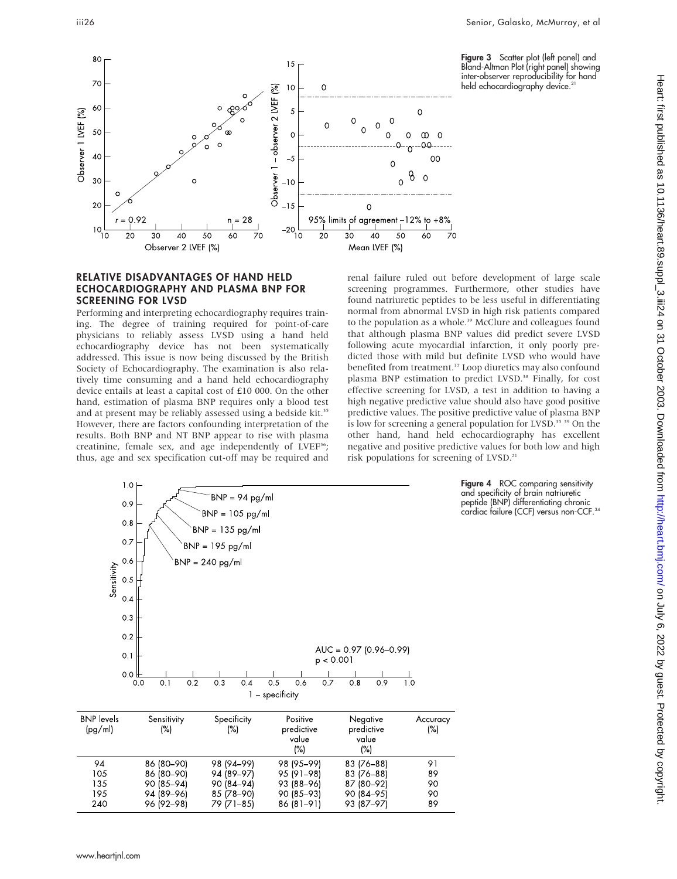Figure 3 Scatter plot (left panel) and Bland-Altman Plot (right panel) showing inter-observer reproducibility for hand held echocardiography device.[21]

## RELATIVE DISADVANTAGES OF HAND HELD ECHOCARDIOGRAPHY AND PLASMA BNP FOR SCREENING FOR LVSD

Performing and interpreting echocardiography requires training. The degree of training required for point-of-care physicians to reliably assess LVSD using a hand held echocardiography device has not been systematically addressed. This issue is now being discussed by the British Society of Echocardiography. The examination is also relatively time consuming and a hand held echocardiography device entails at least a capital cost of £10 000. On the other hand, estimation of plasma BNP requires only a blood test and at present may be reliably assessed using a bedside kit.[35] However, there are factors confounding interpretation of the results. Both BNP and NT BNP appear to rise with plasma creatinine, female sex, and age independently of LVEF[36]; thus, age and sex specification cut-off may be required and renal failure ruled out before development of large scale screening programmes. Furthermore, other studies have found natriuretic peptides to be less useful in differentiating normal from abnormal LVSD in high risk patients compared to the population as a whole.[39] McClure and colleagues found that although plasma BNP values did predict severe LVSD following acute myocardial infarction, it only poorly predicted those with mild but definite LVSD who would have benefited from treatment.[37] Loop diuretics may also confound plasma BNP estimation to predict LVSD.[38] Finally, for cost effective screening for LVSD, a test in addition to having a high negative predictive value should also have good positive predictive values. The positive predictive value of plasma BNP is low for screening a general population for LVSD.[35 39] On the other hand, hand held echocardiography has excellent negative and positive predictive values for both low and high risk populations for screening of LVSD.[21]

Figure 4 ROC comparing sensitivity and specificity of brain natriuretic peptide (BNP) differentiating chronic cardiac failure (CCF) versus non-CCF.[34]

| BNP levels (pg/ml) | Sensitivity (%) | Specificity (%) | Positive predictive value (%) | Negative predictive value (%) | Accuracy (%) |
|---|---|---|---|---|---|
| 94 | 86 (80–90) | 98 (94–99) | 98 (95–99) | 83 (76–88) | 91 |
| 105 | 86 (80–90) | 94 (89–97) | 95 (91–98) | 83 (76–88) | 89 |
| 135 | 90 (85–94) | 90 (84–94) | 93 (88–96) | 87 (80–92) | 90 |
| 195 | 94 (89–96) | 85 (78–90) | 90 (85–93) | 90 (84–95) | 90 |
| 240 | 96 (92–98) | 79 (71–85) | 86 (81–91) | 93 (87–97) | 89 |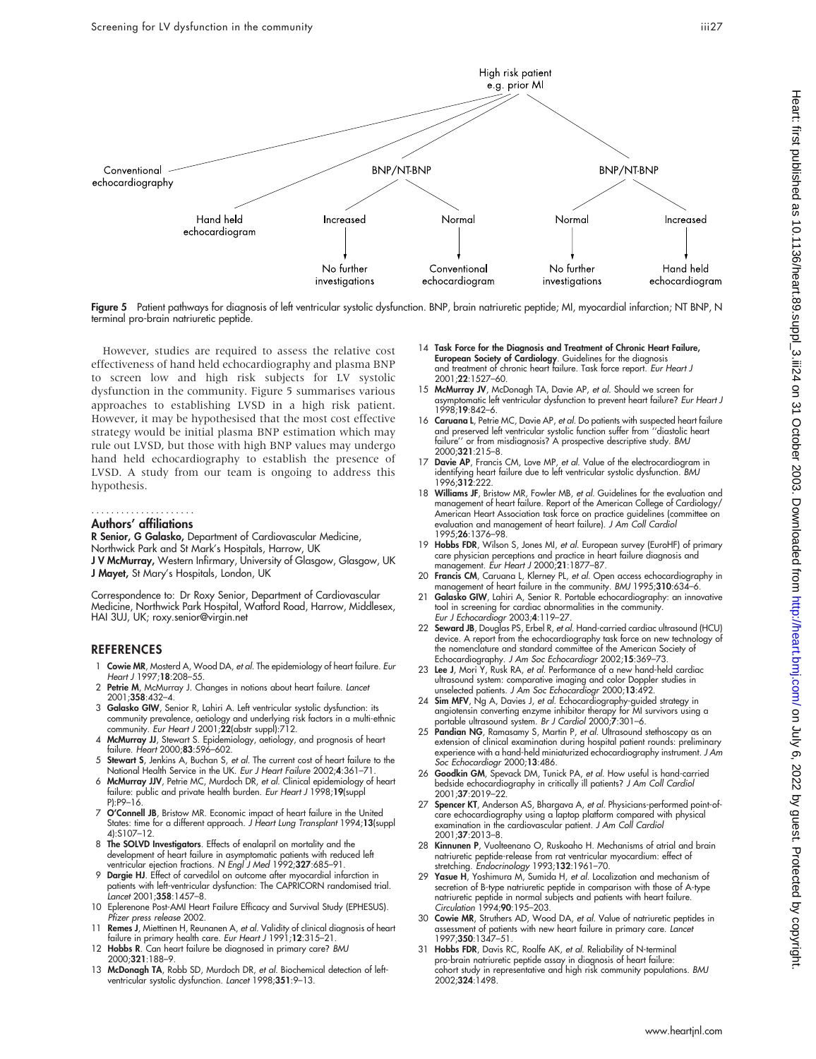High risk patient
e.g. prior MI

Conventional echocardiography

BNP/NT-BNP

BNP/NT-BNP

Hand held echocardiogram

Increased

Normal

Normal

Increased

No further investigations

Conventional echocardiogram

No further investigations

Hand held echocardiogram

**Figure 5** Patient pathways for diagnosis of left ventricular systolic dysfunction. BNP, brain natriuretic peptide; MI, myocardial infarction; NT BNP, N terminal pro-brain natriuretic peptide.

However, studies are required to assess the relative cost effectiveness of hand held echocardiography and plasma BNP to screen low and high risk subjects for LV systolic dysfunction in the community. Figure 5 summarises various approaches to establishing LVSD in a high risk patient. However, it may be hypothesised that the most cost effective strategy would be initial plasma BNP estimation which may rule out LVSD, but those with high BNP values may undergo hand held echocardiography to establish the presence of LVSD. A study from our team is ongoing to address this hypothesis.

## Authors' affiliations

**R Senior, G Galasko,** Department of Cardiovascular Medicine, Northwick Park and St Mark's Hospitals, Harrow, UK
**J V McMurray,** Western Infirmary, University of Glasgow, Glasgow, UK
**J Mayet,** St Mary's Hospitals, London, UK

Correspondence to: Dr Roxy Senior, Department of Cardiovascular Medicine, Northwick Park Hospital, Watford Road, Harrow, Middlesex, HAI 3UJ, UK; roxy.senior@virgin.net

## REFERENCES

1. **Cowie MR**, Mosterd A, Wood DA, *et al*. The epidemiology of heart failure. *Eur Heart J* 1997;**18**:208–55.
2. **Petrie M**, McMurray J. Changes in notions about heart failure. *Lancet* 2001;**358**:432–4.
3. **Galasko GIW**, Senior R, Lahiri A. Left ventricular systolic dysfunction: its community prevalence, aetiology and underlying risk factors in a multi-ethnic community. *Eur Heart J* 2001;**22**(abstr suppl):712.
4. **McMurray JJ**, Stewart S. Epidemiology, aetiology, and prognosis of heart failure. *Heart* 2000;**83**:596–602.
5. **Stewart S**, Jenkins A, Buchan S, *et al*. The current cost of heart failure to the National Health Service in the UK. *Eur J Heart Failure* 2002;**4**:361–71.
6. **McMurray JJV**, Petrie MC, Murdoch DR, *et al*. Clinical epidemiology of heart failure: public and private health burden. *Eur Heart J* 1998;**19**(suppl P):P9–16.
7. **O'Connell JB**, Bristow MR. Economic impact of heart failure in the United States: time for a different approach. *J Heart Lung Transplant* 1994;**13**(suppl 4):S107–12.
8. **The SOLVD Investigators**. Effects of enalapril on mortality and the development of heart failure in asymptomatic patients with reduced left ventricular ejection fractions. *N Engl J Med* 1992;**327**:685–91.
9. **Dargie HJ**. Effect of carvedilol on outcome after myocardial infarction in patients with left-ventricular dysfunction: The CAPRICORN randomised trial. *Lancet* 2001;**358**:1457–8.
10. Eplerenone Post-AMI Heart Failure Efficacy and Survival Study (EPHESUS). *Pfizer press release* 2002.
11. **Remes J**, Miettinen H, Reunanen A, *et al*. Validity of clinical diagnosis of heart failure in primary health care. *Eur Heart J* 1991;**12**:315–21.
12. **Hobbs R**. Can heart failure be diagnosed in primary care? *BMJ* 2000;**321**:188–9.
13. **McDonagh TA**, Robb SD, Murdoch DR, *et al*. Biochemical detection of left-ventricular systolic dysfunction. *Lancet* 1998;**351**:9–13.
14. **Task Force for the Diagnosis and Treatment of Chronic Heart Failure, European Society of Cardiology**. Guidelines for the diagnosis and treatment of chronic heart failure. Task force report. *Eur Heart J* 2001;**22**:1527–60.
15. **McMurray JV**, McDonagh TA, Davie AP, *et al*. Should we screen for asymptomatic left ventricular dysfunction to prevent heart failure? *Eur Heart J* 1998;**19**:842–6.
16. **Caruana L**, Petrie MC, Davie AP, *et al*. Do patients with suspected heart failure and preserved left ventricular systolic function suffer from "diastolic heart failure" or from misdiagnosis? A prospective descriptive study. *BMJ* 2000;**321**:215–8.
17. **Davie AP**, Francis CM, Love MP, *et al*. Value of the electrocardiogram in identifying heart failure due to left ventricular systolic dysfunction. *BMJ* 1996;**312**:222.
18. **Williams JF**, Bristow MR, Fowler MB, *et al*. Guidelines for the evaluation and management of heart failure. Report of the American College of Cardiology/American Heart Association task force on practice guidelines (committee on evaluation and management of heart failure). *J Am Coll Cardiol* 1995;**26**:1376–98.
19. **Hobbs FDR**, Wilson S, Jones MI, *et al*. European survey (EuroHF) of primary care physician perceptions and practice in heart failure diagnosis and management. *Eur Heart J* 2000;**21**:1877–87.
20. **Francis CM**, Caruana L, Klerney PL, *et al*. Open access echocardiography in management of heart failure in the community. *BMJ* 1995;**310**:634–6.
21. **Galasko GIW**, Lahiri A, Senior R. Portable echocardiography: an innovative tool in screening for cardiac abnormalities in the community. *Eur J Echocardiogr* 2003;**4**:119–27.
22. **Seward JB**, Douglas PS, Erbel R, *et al*. Hand-carried cardiac ultrasound (HCU) device. A report from the echocardiography task force on new technology of the nomenclature and standard committee of the American Society of Echocardiography. *J Am Soc Echocardiogr* 2002;**15**:369–73.
23. **Lee J**, Mori Y, Rusk RA, *et al*. Performance of a new hand-held cardiac ultrasound system: comparative imaging and color Doppler studies in unselected patients. *J Am Soc Echocardiogr* 2000;**13**:492.
24. **Sim MFV**, Ng A, Davies J, *et al*. Echocardiography-guided strategy in angiotensin converting enzyme inhibitor therapy for MI survivors using a portable ultrasound system. *Br J Cardiol* 2000;**7**:301–6.
25. **Pandian NG**, Ramasamy S, Martin P, *et al*. Ultrasound stethoscopy as an extension of clinical examination during hospital patient rounds: preliminary experience with a hand-held miniaturized echocardiography instrument. *J Am Soc Echocardiogr* 2000;**13**:486.
26. **Goodkin GM**, Spevack DM, Tunick PA, *et al*. How useful is hand-carried bedside echocardiography in critically ill patients? *J Am Coll Cardiol* 2001;**37**:2019–22.
27. **Spencer KT**, Anderson AS, Bhargava A, *et al*. Physicians-performed point-of-care echocardiography using a laptop platform compared with physical examination in the cardiovascular patient. *J Am Coll Cardiol* 2001;**37**:2013–8.
28. **Kinnunen P**, Vuolteenano O, Ruskoaho H. Mechanisms of atrial and brain natriuretic peptide-release from rat ventricular myocardium: effect of stretching. *Endocrinology* 1993;**132**:1961–70.
29. **Yasue H**, Yoshimura M, Sumida H, *et al*. Localization and mechanism of secretion of B-type natriuretic peptide in comparison with those of A-type natriuretic peptide in normal subjects and patients with heart failure. *Circulation* 1994;**90**:195–203.
30. **Cowie MR**, Struthers AD, Wood DA, *et al*. Value of natriuretic peptides in assessment of patients with new heart failure in primary care. *Lancet* 1997;**350**:1347–51.
31. **Hobbs FDR**, Davis RC, Roalfe AK, *et al*. Reliability of N-terminal pro-brain natriuretic peptide assay in diagnosis of heart failure: cohort study in representative and high risk community populations. *BMJ* 2002;**324**:1498.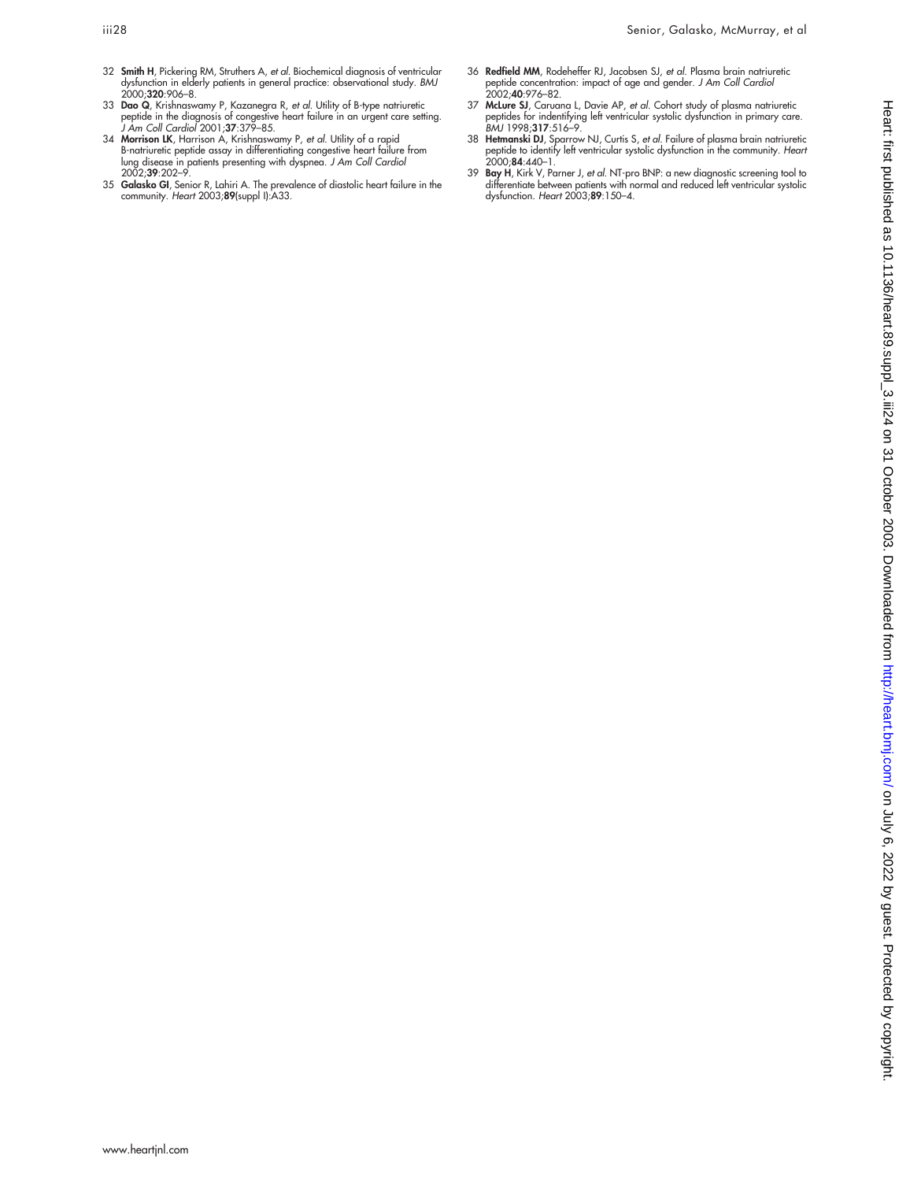32 **Smith H**, Pickering RM, Struthers A, *et al*. Biochemical diagnosis of ventricular dysfunction in elderly patients in general practice: observational study. *BMJ* 2000;**320**:906–8.

33 **Dao Q**, Krishnaswamy P, Kazanegra R, *et al*. Utility of B-type natriuretic peptide in the diagnosis of congestive heart failure in an urgent care setting. *J Am Coll Cardiol* 2001;**37**:379–85.

34 **Morrison LK**, Harrison A, Krishnaswamy P, *et al*. Utility of a rapid B-natriuretic peptide assay in differentiating congestive heart failure from lung disease in patients presenting with dyspnea. *J Am Coll Cardiol* 2002;**39**:202–9.

35 **Galasko GI**, Senior R, Lahiri A. The prevalence of diastolic heart failure in the community. *Heart* 2003;**89**(suppl I):A33.

36 **Redfield MM**, Rodeheffer RJ, Jacobsen SJ, *et al*. Plasma brain natriuretic peptide concentration: impact of age and gender. *J Am Coll Cardiol* 2002;**40**:976–82.

37 **McLure SJ**, Caruana L, Davie AP, *et al*. Cohort study of plasma natriuretic peptides for indentifying left ventricular systolic dysfunction in primary care. *BMJ* 1998;**317**:516–9.

38 **Hetmanski DJ**, Sparrow NJ, Curtis S, *et al*. Failure of plasma brain natriuretic peptide to identify left ventricular systolic dysfunction in the community. *Heart* 2000;**84**:440–1.

39 **Bay H**, Kirk V, Parner J, *et al*. NT-pro BNP: a new diagnostic screening tool to differentiate between patients with normal and reduced left ventricular systolic dysfunction. *Heart* 2003;**89**:150–4.